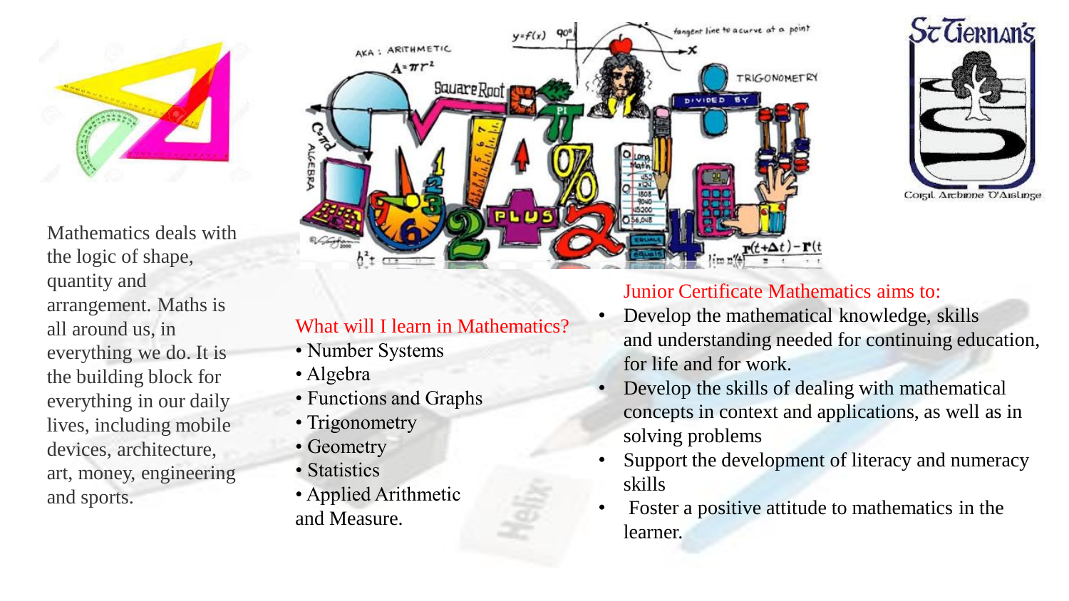Mathematics deals with the logic of shape, quantity and arrangement. Maths is all around us, in everything we do. It is the building block for everything in our daily lives, including mobile devices, architecture, art, money, engineering and sports.

## What will I learn in Mathematics?

- Number Systems
- Algebra
- Functions and Graphs
- Trigonometry
- Geometry
- Statistics
- Applied Arithmetic and Measure.

## Junior Certificate Mathematics aims to:

- Develop the mathematical knowledge, skills and understanding needed for continuing education, for life and for work.
- Develop the skills of dealing with mathematical concepts in context and applications, as well as in solving problems
- Support the development of literacy and numeracy skills
- Foster a positive attitude to mathematics in the learner.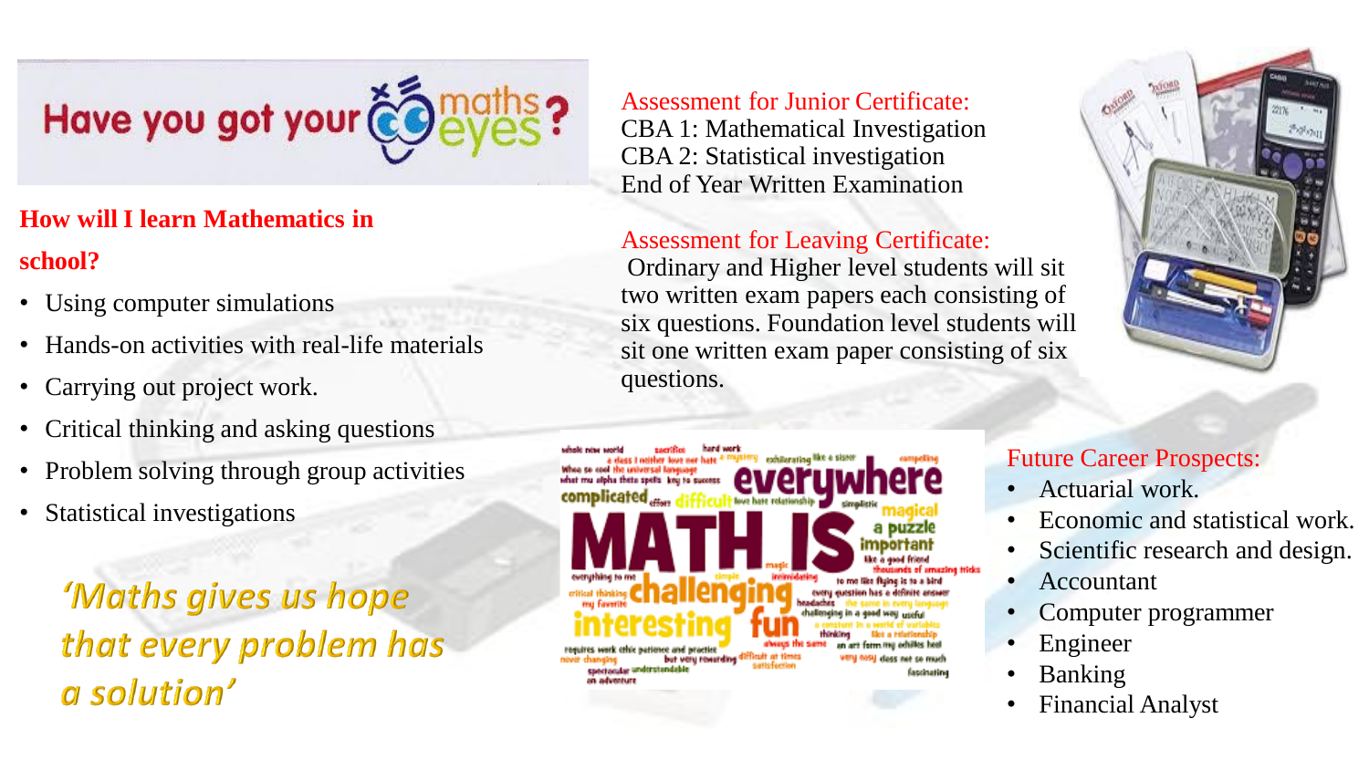# Have you got your maths eyes?

**How will I learn Mathematics in school?**

- Using computer simulations
- Hands-on activities with real-life materials
- Carrying out project work.
- Critical thinking and asking questions
- Problem solving through group activities
- Statistical investigations

*'Maths gives us hope that every problem has a solution'*

## Assessment for Junior Certificate:

CBA 1: Mathematical Investigation
CBA 2: Statistical investigation
End of Year Written Examination

## Assessment for Leaving Certificate:

Ordinary and Higher level students will sit two written exam papers each consisting of six questions. Foundation level students will sit one written exam paper consisting of six questions.

## Future Career Prospects:

- Actuarial work.
- Economic and statistical work.
- Scientific research and design.
- Accountant
- Computer programmer
- Engineer
- Banking
- Financial Analyst